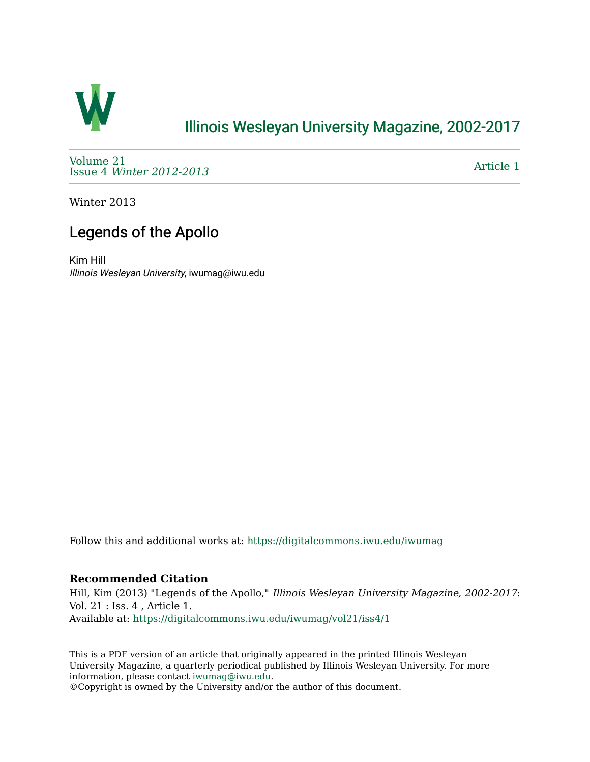# Illinois Wesleyan University Magazine, 2002-2017

Volume 21
Issue 4 *Winter 2012-2013*

Article 1

Winter 2013

## Legends of the Apollo

Kim Hill
*Illinois Wesleyan University*, iwumag@iwu.edu

Follow this and additional works at: https://digitalcommons.iwu.edu/iwumag

**Recommended Citation**

Hill, Kim (2013) "Legends of the Apollo," *Illinois Wesleyan University Magazine, 2002-2017*: Vol. 21 : Iss. 4 , Article 1.
Available at: https://digitalcommons.iwu.edu/iwumag/vol21/iss4/1

This is a PDF version of an article that originally appeared in the printed Illinois Wesleyan University Magazine, a quarterly periodical published by Illinois Wesleyan University. For more information, please contact iwumag@iwu.edu.
©Copyright is owned by the University and/or the author of this document.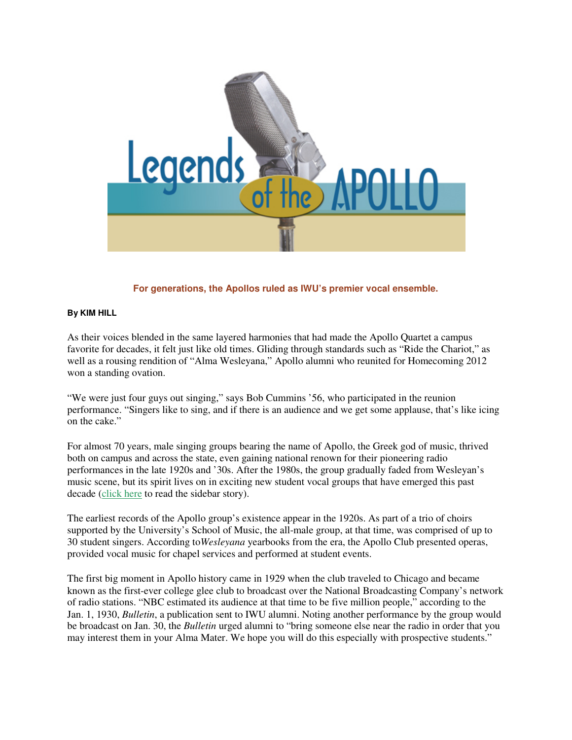# Legends of the APOLLO

**For generations, the Apollos ruled as IWU's premier vocal ensemble.**

**By KIM HILL**

As their voices blended in the same layered harmonies that had made the Apollo Quartet a campus favorite for decades, it felt just like old times. Gliding through standards such as "Ride the Chariot," as well as a rousing rendition of "Alma Wesleyana," Apollo alumni who reunited for Homecoming 2012 won a standing ovation.

"We were just four guys out singing," says Bob Cummins '56, who participated in the reunion performance. "Singers like to sing, and if there is an audience and we get some applause, that's like icing on the cake."

For almost 70 years, male singing groups bearing the name of Apollo, the Greek god of music, thrived both on campus and across the state, even gaining national renown for their pioneering radio performances in the late 1920s and '30s. After the 1980s, the group gradually faded from Wesleyan's music scene, but its spirit lives on in exciting new student vocal groups that have emerged this past decade (click here to read the sidebar story).

The earliest records of the Apollo group's existence appear in the 1920s. As part of a trio of choirs supported by the University's School of Music, the all-male group, at that time, was comprised of up to 30 student singers. According to *Wesleyana* yearbooks from the era, the Apollo Club presented operas, provided vocal music for chapel services and performed at student events.

The first big moment in Apollo history came in 1929 when the club traveled to Chicago and became known as the first-ever college glee club to broadcast over the National Broadcasting Company's network of radio stations. "NBC estimated its audience at that time to be five million people," according to the Jan. 1, 1930, *Bulletin*, a publication sent to IWU alumni. Noting another performance by the group would be broadcast on Jan. 30, the *Bulletin* urged alumni to "bring someone else near the radio in order that you may interest them in your Alma Mater. We hope you will do this especially with prospective students."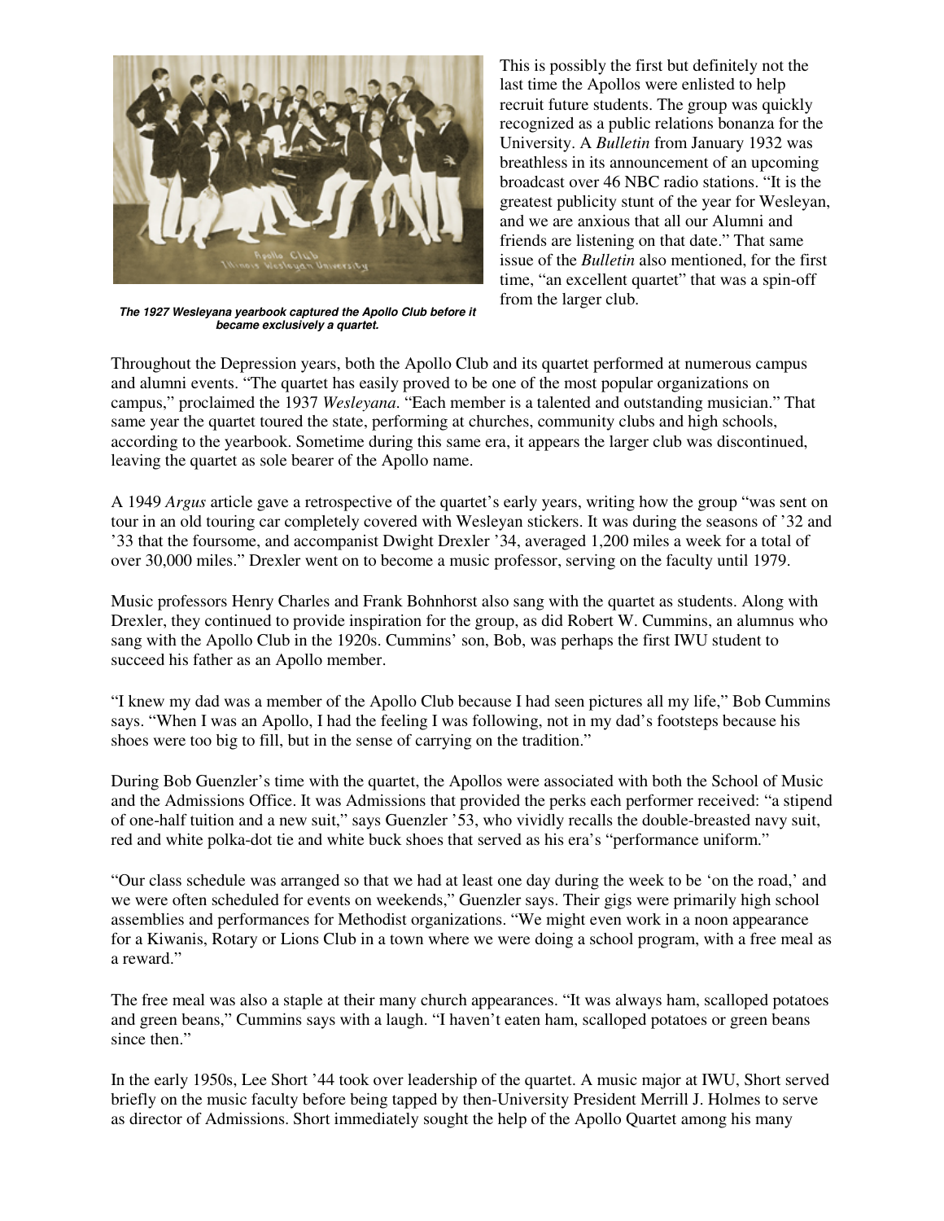*The 1927 Wesleyana yearbook captured the Apollo Club before it became exclusively a quartet.*

This is possibly the first but definitely not the last time the Apollos were enlisted to help recruit future students. The group was quickly recognized as a public relations bonanza for the University. A *Bulletin* from January 1932 was breathless in its announcement of an upcoming broadcast over 46 NBC radio stations. "It is the greatest publicity stunt of the year for Wesleyan, and we are anxious that all our Alumni and friends are listening on that date." That same issue of the *Bulletin* also mentioned, for the first time, "an excellent quartet" that was a spin-off from the larger club.

Throughout the Depression years, both the Apollo Club and its quartet performed at numerous campus and alumni events. "The quartet has easily proved to be one of the most popular organizations on campus," proclaimed the 1937 *Wesleyana*. "Each member is a talented and outstanding musician." That same year the quartet toured the state, performing at churches, community clubs and high schools, according to the yearbook. Sometime during this same era, it appears the larger club was discontinued, leaving the quartet as sole bearer of the Apollo name.

A 1949 *Argus* article gave a retrospective of the quartet's early years, writing how the group "was sent on tour in an old touring car completely covered with Wesleyan stickers. It was during the seasons of '32 and '33 that the foursome, and accompanist Dwight Drexler '34, averaged 1,200 miles a week for a total of over 30,000 miles." Drexler went on to become a music professor, serving on the faculty until 1979.

Music professors Henry Charles and Frank Bohnhorst also sang with the quartet as students. Along with Drexler, they continued to provide inspiration for the group, as did Robert W. Cummins, an alumnus who sang with the Apollo Club in the 1920s. Cummins' son, Bob, was perhaps the first IWU student to succeed his father as an Apollo member.

"I knew my dad was a member of the Apollo Club because I had seen pictures all my life," Bob Cummins says. "When I was an Apollo, I had the feeling I was following, not in my dad's footsteps because his shoes were too big to fill, but in the sense of carrying on the tradition."

During Bob Guenzler's time with the quartet, the Apollos were associated with both the School of Music and the Admissions Office. It was Admissions that provided the perks each performer received: "a stipend of one-half tuition and a new suit," says Guenzler '53, who vividly recalls the double-breasted navy suit, red and white polka-dot tie and white buck shoes that served as his era's "performance uniform."

"Our class schedule was arranged so that we had at least one day during the week to be 'on the road,' and we were often scheduled for events on weekends," Guenzler says. Their gigs were primarily high school assemblies and performances for Methodist organizations. "We might even work in a noon appearance for a Kiwanis, Rotary or Lions Club in a town where we were doing a school program, with a free meal as a reward."

The free meal was also a staple at their many church appearances. "It was always ham, scalloped potatoes and green beans," Cummins says with a laugh. "I haven't eaten ham, scalloped potatoes or green beans since then."

In the early 1950s, Lee Short '44 took over leadership of the quartet. A music major at IWU, Short served briefly on the music faculty before being tapped by then-University President Merrill J. Holmes to serve as director of Admissions. Short immediately sought the help of the Apollo Quartet among his many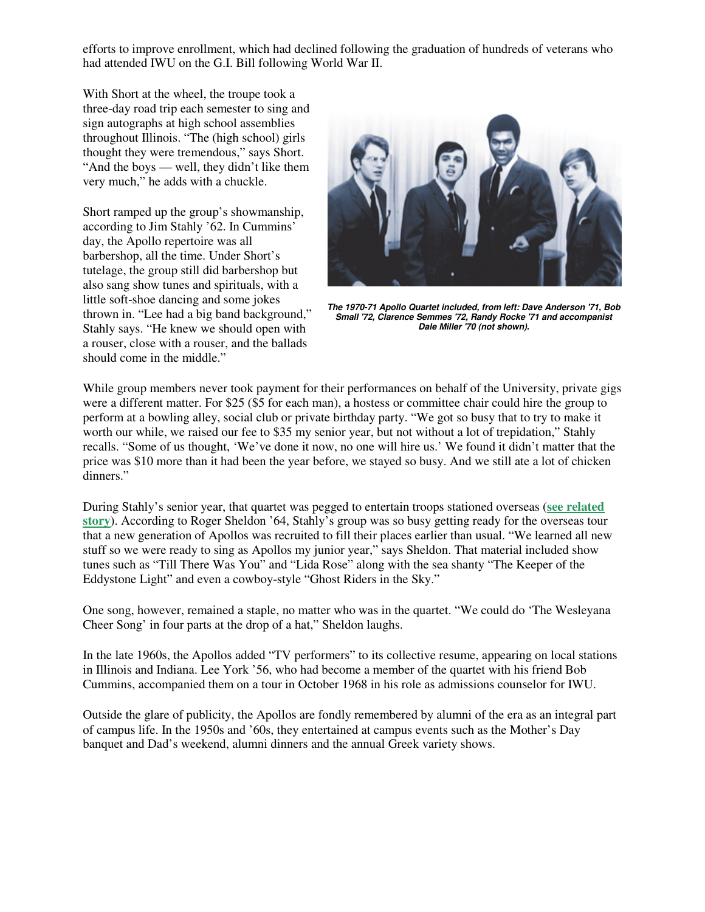efforts to improve enrollment, which had declined following the graduation of hundreds of veterans who had attended IWU on the G.I. Bill following World War II.

With Short at the wheel, the troupe took a three-day road trip each semester to sing and sign autographs at high school assemblies throughout Illinois. "The (high school) girls thought they were tremendous," says Short. "And the boys — well, they didn't like them very much," he adds with a chuckle.

Short ramped up the group's showmanship, according to Jim Stahly '62. In Cummins' day, the Apollo repertoire was all barbershop, all the time. Under Short's tutelage, the group still did barbershop but also sang show tunes and spirituals, with a little soft-shoe dancing and some jokes thrown in. "Lee had a big band background," Stahly says. "He knew we should open with a rouser, close with a rouser, and the ballads should come in the middle."

***The 1970-71 Apollo Quartet included, from left: Dave Anderson '71, Bob Small '72, Clarence Semmes '72, Randy Rocke '71 and accompanist Dale Miller '70 (not shown).***

While group members never took payment for their performances on behalf of the University, private gigs were a different matter. For $25 ($5 for each man), a hostess or committee chair could hire the group to perform at a bowling alley, social club or private birthday party. "We got so busy that to try to make it worth our while, we raised our fee to $35 my senior year, but not without a lot of trepidation," Stahly recalls. "Some of us thought, 'We've done it now, no one will hire us.' We found it didn't matter that the price was $10 more than it had been the year before, we stayed so busy. And we still ate a lot of chicken dinners."

During Stahly's senior year, that quartet was pegged to entertain troops stationed overseas (**see related story**). According to Roger Sheldon '64, Stahly's group was so busy getting ready for the overseas tour that a new generation of Apollos was recruited to fill their places earlier than usual. "We learned all new stuff so we were ready to sing as Apollos my junior year," says Sheldon. That material included show tunes such as "Till There Was You" and "Lida Rose" along with the sea shanty "The Keeper of the Eddystone Light" and even a cowboy-style "Ghost Riders in the Sky."

One song, however, remained a staple, no matter who was in the quartet. "We could do 'The Wesleyana Cheer Song' in four parts at the drop of a hat," Sheldon laughs.

In the late 1960s, the Apollos added "TV performers" to its collective resume, appearing on local stations in Illinois and Indiana. Lee York '56, who had become a member of the quartet with his friend Bob Cummins, accompanied them on a tour in October 1968 in his role as admissions counselor for IWU.

Outside the glare of publicity, the Apollos are fondly remembered by alumni of the era as an integral part of campus life. In the 1950s and '60s, they entertained at campus events such as the Mother's Day banquet and Dad's weekend, alumni dinners and the annual Greek variety shows.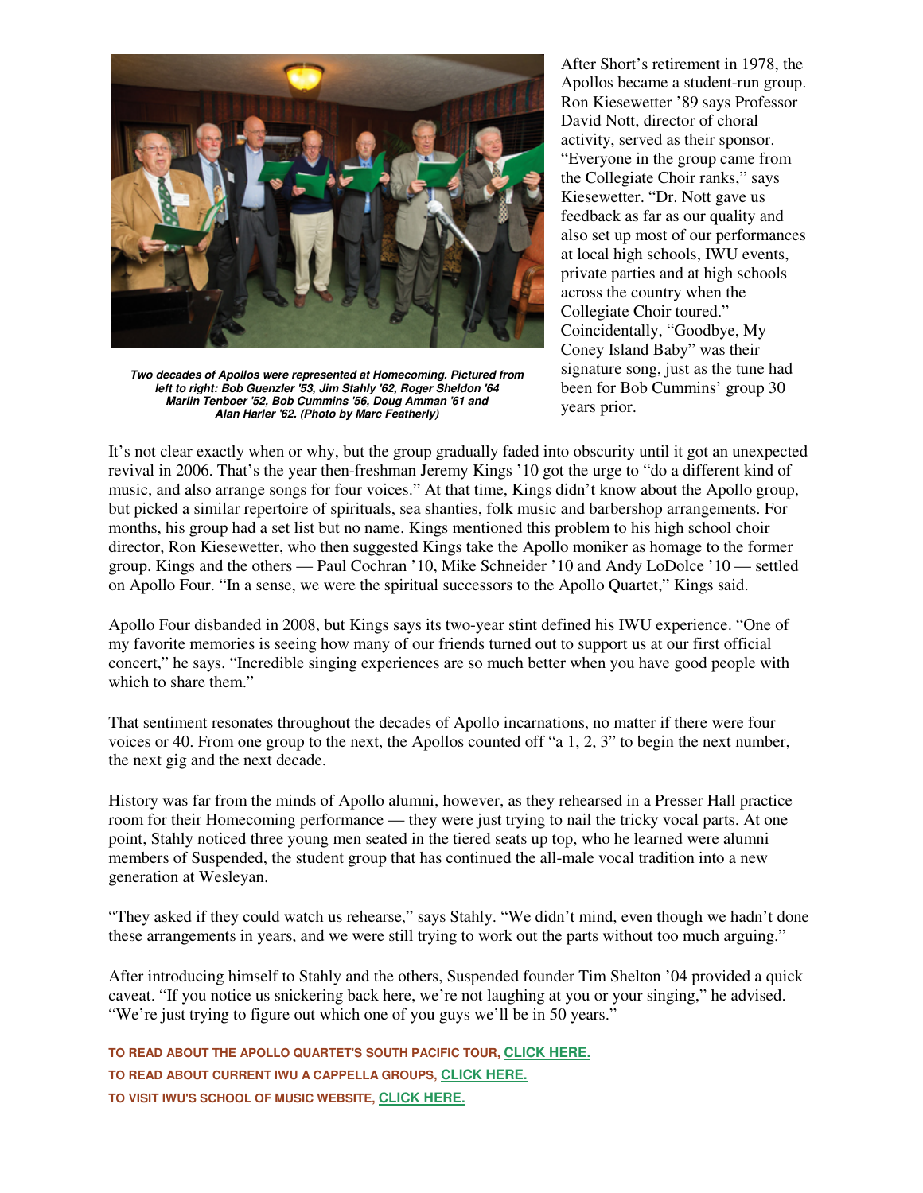*Two decades of Apollos were represented at Homecoming. Pictured from left to right: Bob Guenzler '53, Jim Stahly '62, Roger Sheldon '64 Marlin Tenboer '52, Bob Cummins '56, Doug Amman '61 and Alan Harler '62. (Photo by Marc Featherly)*

After Short's retirement in 1978, the Apollos became a student-run group. Ron Kiesewetter '89 says Professor David Nott, director of choral activity, served as their sponsor. "Everyone in the group came from the Collegiate Choir ranks," says Kiesewetter. "Dr. Nott gave us feedback as far as our quality and also set up most of our performances at local high schools, IWU events, private parties and at high schools across the country when the Collegiate Choir toured." Coincidentally, "Goodbye, My Coney Island Baby" was their signature song, just as the tune had been for Bob Cummins' group 30 years prior.

It's not clear exactly when or why, but the group gradually faded into obscurity until it got an unexpected revival in 2006. That's the year then-freshman Jeremy Kings '10 got the urge to "do a different kind of music, and also arrange songs for four voices." At that time, Kings didn't know about the Apollo group, but picked a similar repertoire of spirituals, sea shanties, folk music and barbershop arrangements. For months, his group had a set list but no name. Kings mentioned this problem to his high school choir director, Ron Kiesewetter, who then suggested Kings take the Apollo moniker as homage to the former group. Kings and the others — Paul Cochran '10, Mike Schneider '10 and Andy LoDolce '10 — settled on Apollo Four. "In a sense, we were the spiritual successors to the Apollo Quartet," Kings said.

Apollo Four disbanded in 2008, but Kings says its two-year stint defined his IWU experience. "One of my favorite memories is seeing how many of our friends turned out to support us at our first official concert," he says. "Incredible singing experiences are so much better when you have good people with which to share them."

That sentiment resonates throughout the decades of Apollo incarnations, no matter if there were four voices or 40. From one group to the next, the Apollos counted off "a 1, 2, 3" to begin the next number, the next gig and the next decade.

History was far from the minds of Apollo alumni, however, as they rehearsed in a Presser Hall practice room for their Homecoming performance — they were just trying to nail the tricky vocal parts. At one point, Stahly noticed three young men seated in the tiered seats up top, who he learned were alumni members of Suspended, the student group that has continued the all-male vocal tradition into a new generation at Wesleyan.

"They asked if they could watch us rehearse," says Stahly. "We didn't mind, even though we hadn't done these arrangements in years, and we were still trying to work out the parts without too much arguing."

After introducing himself to Stahly and the others, Suspended founder Tim Shelton '04 provided a quick caveat. "If you notice us snickering back here, we're not laughing at you or your singing," he advised. "We're just trying to figure out which one of you guys we'll be in 50 years."

**TO READ ABOUT THE APOLLO QUARTET'S SOUTH PACIFIC TOUR, CLICK HERE.**

**TO READ ABOUT CURRENT IWU A CAPPELLA GROUPS, CLICK HERE.**

**TO VISIT IWU'S SCHOOL OF MUSIC WEBSITE, CLICK HERE.**